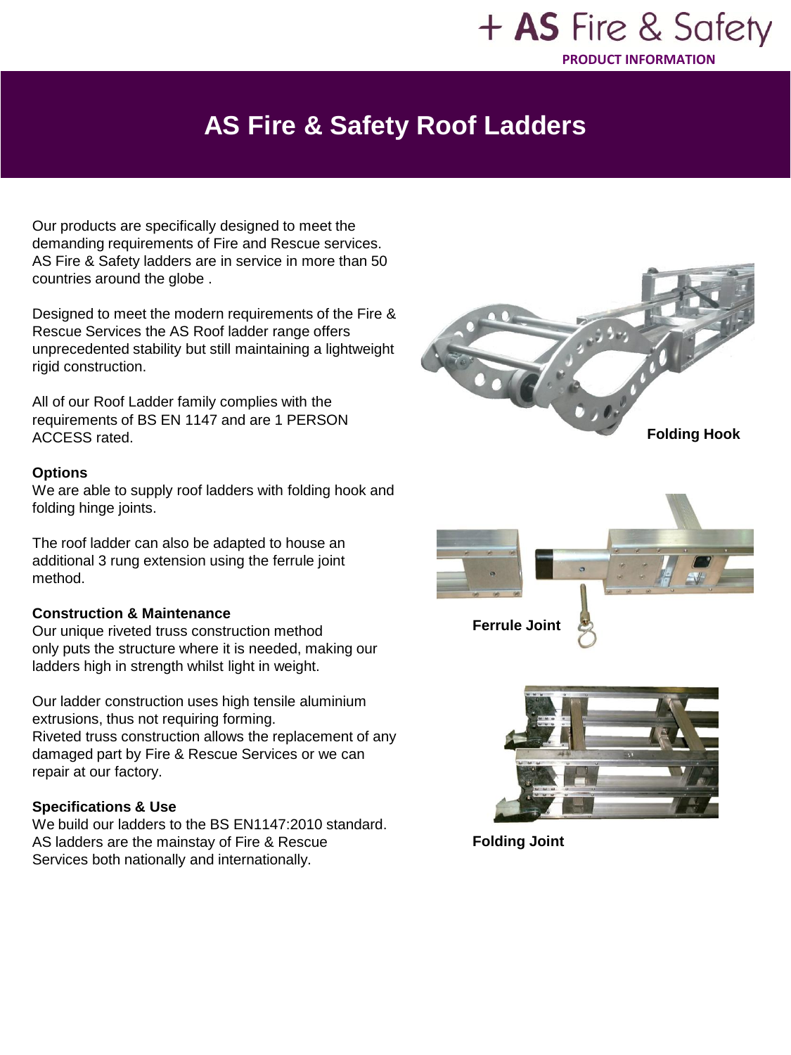# AS Fire & Safety Roof Ladders

Our products are specifically designed to meet the demanding requirements of Fire and Rescue services. AS Fire & Safety ladders are in service in more than 50 countries around the globe .

Designed to meet the modern requirements of the Fire & Rescue Services the AS Roof ladder range offers unprecedented stability but still maintaining a lightweight rigid construction.

All of our Roof Ladder family complies with the requirements of BS EN 1147 and are 1 PERSON ACCESS rated.

**Options**

We are able to supply roof ladders with folding hook and folding hinge joints.

The roof ladder can also be adapted to house an additional 3 rung extension using the ferrule joint method.

**Construction & Maintenance**

Our unique riveted truss construction method only puts the structure where it is needed, making our ladders high in strength whilst light in weight.

Our ladder construction uses high tensile aluminium extrusions, thus not requiring forming.
Riveted truss construction allows the replacement of any damaged part by Fire & Rescue Services or we can repair at our factory.

**Specifications & Use**

We build our ladders to the BS EN1147:2010 standard. AS ladders are the mainstay of Fire & Rescue Services both nationally and internationally.

**Folding Hook**

**Ferrule Joint**

**Folding Joint**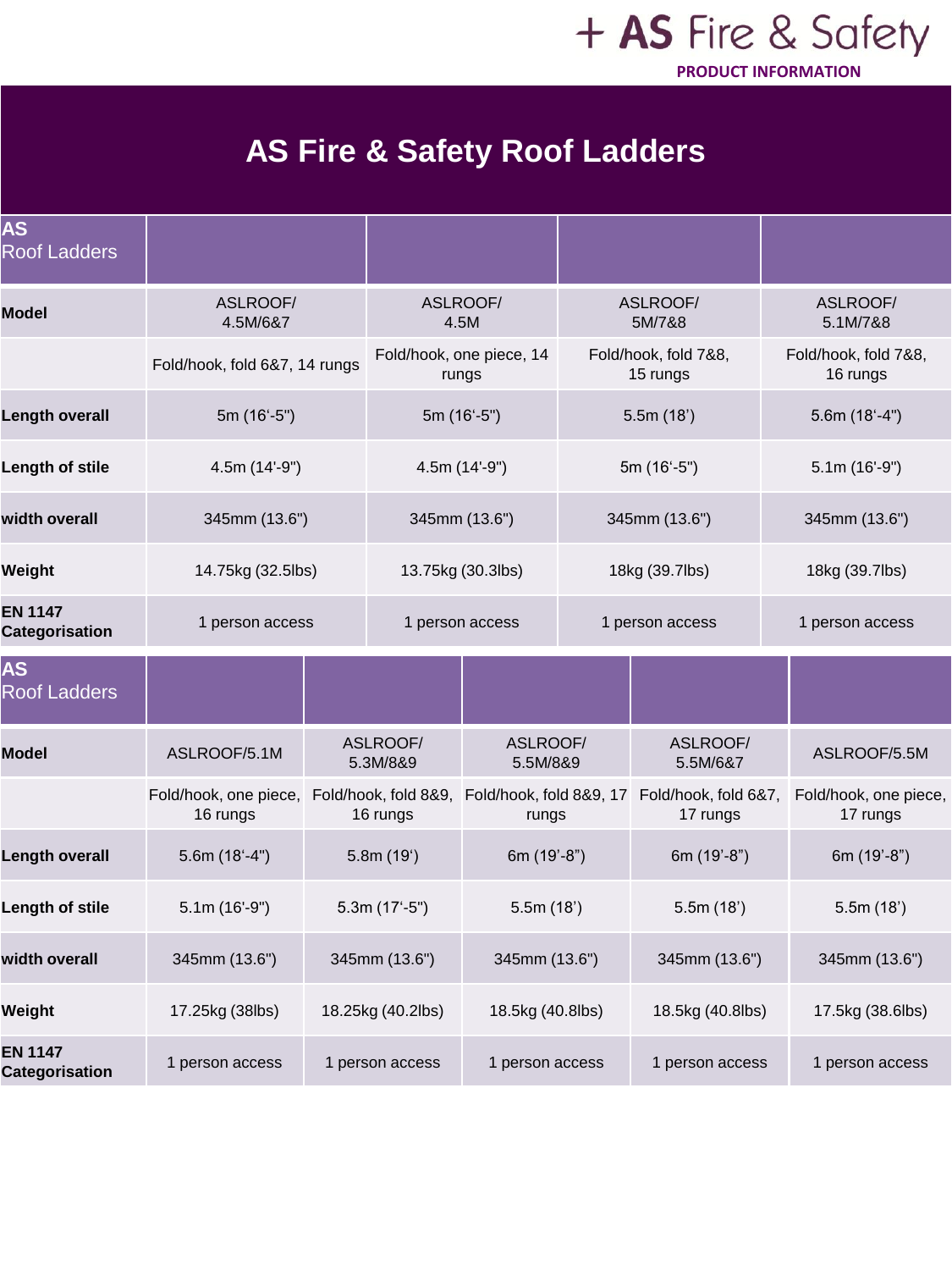+ AS Fire & Safety

PRODUCT INFORMATION

# AS Fire & Safety Roof Ladders

| AS Roof Ladders | | | | |
|---|---|---|---|---|
| **Model** | ASLROOF/ 4.5M/6&7 | ASLROOF/ 4.5M | ASLROOF/ 5M/7&8 | ASLROOF/ 5.1M/7&8 |
| | Fold/hook, fold 6&7, 14 rungs | Fold/hook, one piece, 14 rungs | Fold/hook, fold 7&8, 15 rungs | Fold/hook, fold 7&8, 16 rungs |
| **Length overall** | 5m (16'-5") | 5m (16'-5") | 5.5m (18') | 5.6m (18'-4") |
| **Length of stile** | 4.5m (14'-9") | 4.5m (14'-9") | 5m (16'-5") | 5.1m (16'-9") |
| **width overall** | 345mm (13.6") | 345mm (13.6") | 345mm (13.6") | 345mm (13.6") |
| **Weight** | 14.75kg (32.5lbs) | 13.75kg (30.3lbs) | 18kg (39.7lbs) | 18kg (39.7lbs) |
| **EN 1147 Categorisation** | 1 person access | 1 person access | 1 person access | 1 person access |

| AS Roof Ladders | | | | | |
|---|---|---|---|---|---|
| **Model** | ASLROOF/5.1M | ASLROOF/ 5.3M/8&9 | ASLROOF/ 5.5M/8&9 | ASLROOF/ 5.5M/6&7 | ASLROOF/5.5M |
| | Fold/hook, one piece, 16 rungs | Fold/hook, fold 8&9, 16 rungs | Fold/hook, fold 8&9, 17 rungs | Fold/hook, fold 6&7, 17 rungs | Fold/hook, one piece, 17 rungs |
| **Length overall** | 5.6m (18'-4") | 5.8m (19') | 6m (19'-8") | 6m (19'-8") | 6m (19'-8") |
| **Length of stile** | 5.1m (16'-9") | 5.3m (17'-5") | 5.5m (18') | 5.5m (18') | 5.5m (18') |
| **width overall** | 345mm (13.6") | 345mm (13.6") | 345mm (13.6") | 345mm (13.6") | 345mm (13.6") |
| **Weight** | 17.25kg (38lbs) | 18.25kg (40.2lbs) | 18.5kg (40.8lbs) | 18.5kg (40.8lbs) | 17.5kg (38.6lbs) |
| **EN 1147 Categorisation** | 1 person access | 1 person access | 1 person access | 1 person access | 1 person access |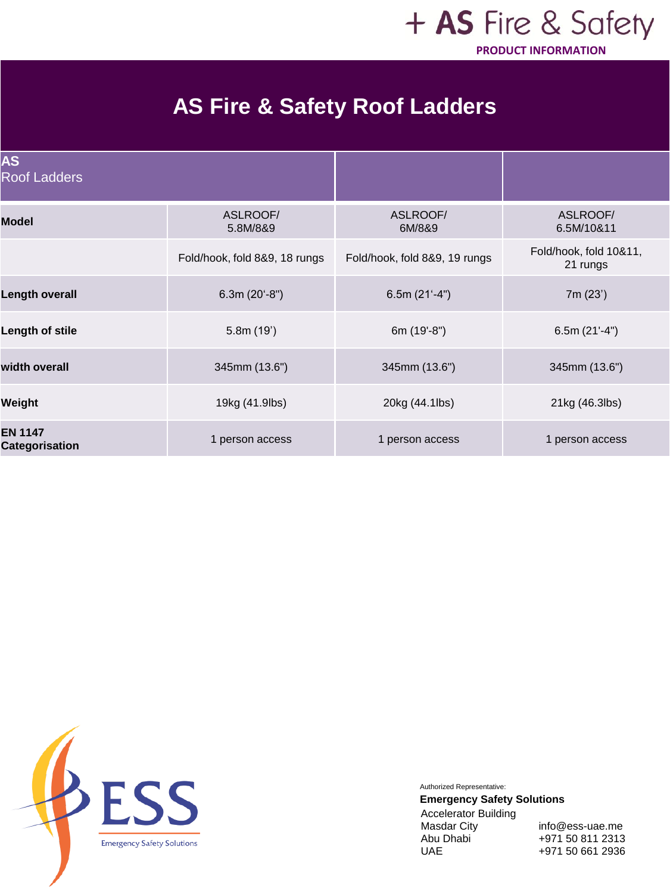+ **AS** Fire & Safety

**PRODUCT INFORMATION**

# AS Fire & Safety Roof Ladders

| **AS** Roof Ladders | | | |
|---|---|---|---|
| **Model** | ASLROOF/ 5.8M/8&9 | ASLROOF/ 6M/8&9 | ASLROOF/ 6.5M/10&11 |
| | Fold/hook, fold 8&9, 18 rungs | Fold/hook, fold 8&9, 19 rungs | Fold/hook, fold 10&11, 21 rungs |
| **Length overall** | 6.3m (20‘-8") | 6.5m (21‘-4") | 7m (23’) |
| **Length of stile** | 5.8m (19’) | 6m (19'-8") | 6.5m (21'-4") |
| **width overall** | 345mm (13.6") | 345mm (13.6") | 345mm (13.6") |
| **Weight** | 19kg (41.9lbs) | 20kg (44.1lbs) | 21kg (46.3lbs) |
| **EN 1147 Categorisation** | 1 person access | 1 person access | 1 person access |

ESS

Emergency Safety Solutions

Authorized Representative:

**Emergency Safety Solutions**

Accelerator Building
Masdar City
Abu Dhabi
UAE

info@ess-uae.me
+971 50 811 2313
+971 50 661 2936